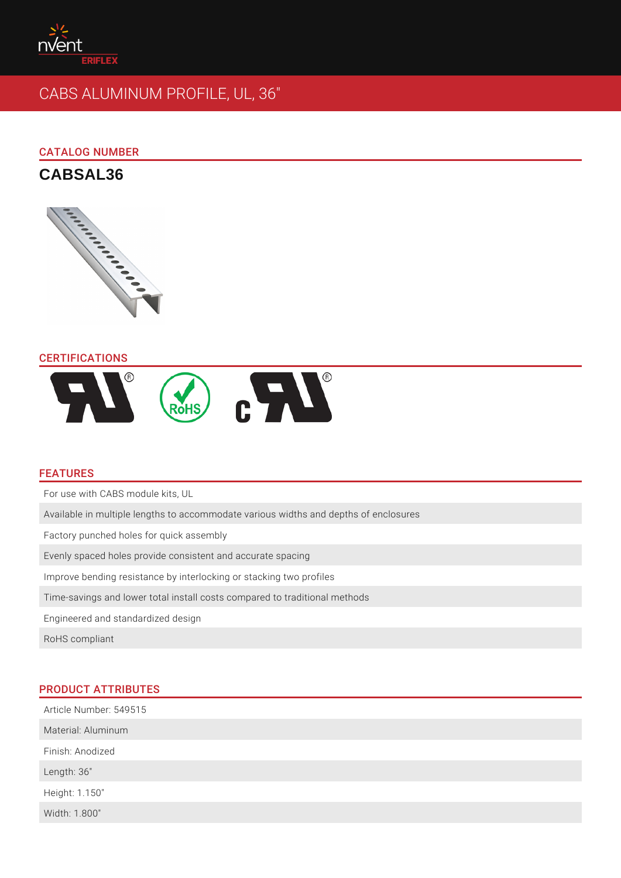nVent ERIFLEX

# CABS ALUMINUM PROFILE, UL, 36"

## CATALOG NUMBER

**CABSAL36**

## CERTIFICATIONS

## FEATURES

- For use with CABS module kits, UL
- Available in multiple lengths to accommodate various widths and depths of enclosures
- Factory punched holes for quick assembly
- Evenly spaced holes provide consistent and accurate spacing
- Improve bending resistance by interlocking or stacking two profiles
- Time-savings and lower total install costs compared to traditional methods
- Engineered and standardized design
- RoHS compliant

## PRODUCT ATTRIBUTES

- Article Number: 549515
- Material: Aluminum
- Finish: Anodized
- Length: 36"
- Height: 1.150"
- Width: 1.800"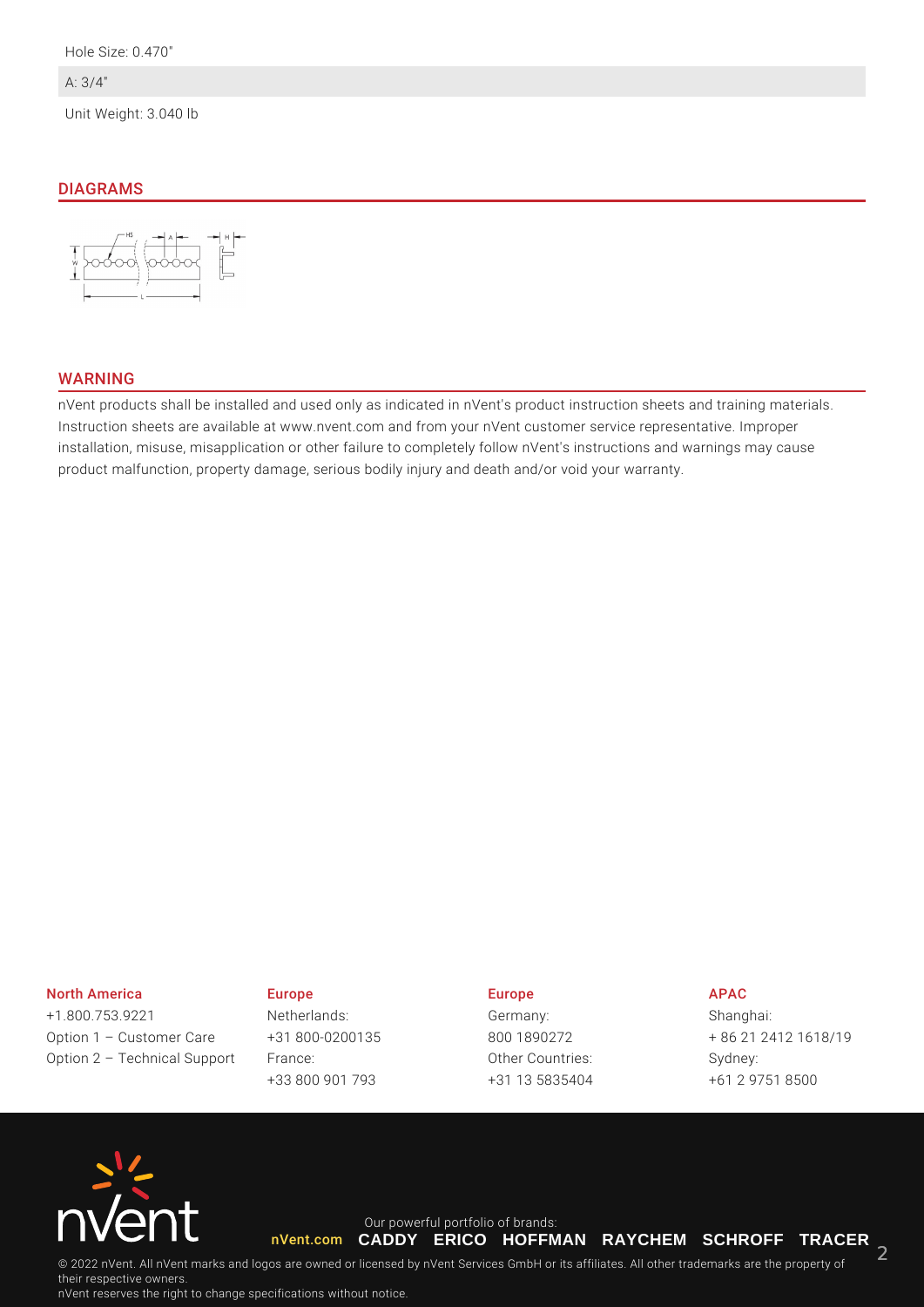Hole Size: 0.470"

A: 3/4"

Unit Weight: 3.040 lb

## DIAGRAMS

HS
A
H
W
L

## WARNING

nVent products shall be installed and used only as indicated in nVent's product instruction sheets and training materials. Instruction sheets are available at www.nvent.com and from your nVent customer service representative. Improper installation, misuse, misapplication or other failure to completely follow nVent's instructions and warnings may cause product malfunction, property damage, serious bodily injury and death and/or void your warranty.

**North America**
+1.800.753.9221
Option 1 – Customer Care
Option 2 – Technical Support

**Europe**
Netherlands:
+31 800-0200135
France:
+33 800 901 793

**Europe**
Germany:
800 1890272
Other Countries:
+31 13 5835404

**APAC**
Shanghai:
+ 86 21 2412 1618/19
Sydney:
+61 2 9751 8500

nVent

Our powerful portfolio of brands:
nVent.com CADDY ERICO HOFFMAN RAYCHEM SCHROFF TRACER

© 2022 nVent. All nVent marks and logos are owned or licensed by nVent Services GmbH or its affiliates. All other trademarks are the property of their respective owners.
nVent reserves the right to change specifications without notice.